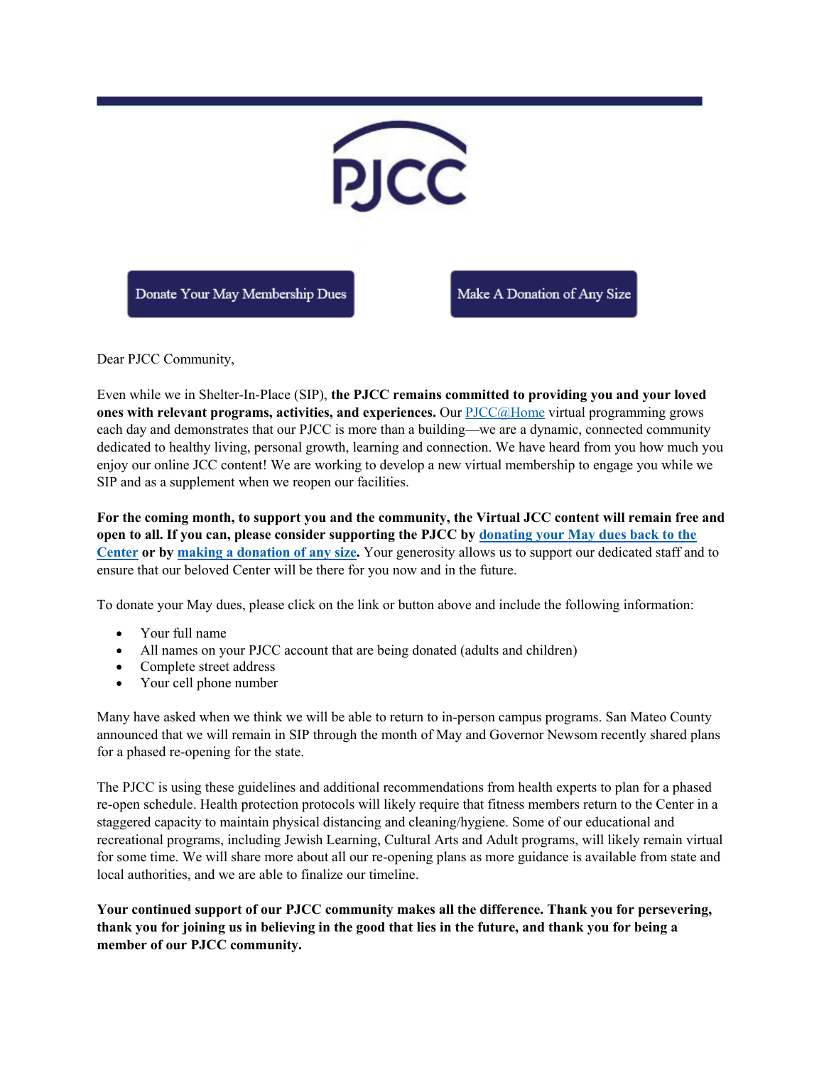PJCC

Donate Your May Membership Dues

Make A Donation of Any Size

Dear PJCC Community,

Even while we in Shelter-In-Place (SIP), **the PJCC remains committed to providing you and your loved ones with relevant programs, activities, and experiences.** Our PJCC@Home virtual programming grows each day and demonstrates that our PJCC is more than a building—we are a dynamic, connected community dedicated to healthy living, personal growth, learning and connection. We have heard from you how much you enjoy our online JCC content! We are working to develop a new virtual membership to engage you while we SIP and as a supplement when we reopen our facilities.

**For the coming month, to support you and the community, the Virtual JCC content will remain free and open to all. If you can, please consider supporting the PJCC by donating your May dues back to the Center or by making a donation of any size.** Your generosity allows us to support our dedicated staff and to ensure that our beloved Center will be there for you now and in the future.

To donate your May dues, please click on the link or button above and include the following information:

- Your full name
- All names on your PJCC account that are being donated (adults and children)
- Complete street address
- Your cell phone number

Many have asked when we think we will be able to return to in-person campus programs. San Mateo County announced that we will remain in SIP through the month of May and Governor Newsom recently shared plans for a phased re-opening for the state.

The PJCC is using these guidelines and additional recommendations from health experts to plan for a phased re-open schedule. Health protection protocols will likely require that fitness members return to the Center in a staggered capacity to maintain physical distancing and cleaning/hygiene. Some of our educational and recreational programs, including Jewish Learning, Cultural Arts and Adult programs, will likely remain virtual for some time. We will share more about all our re-opening plans as more guidance is available from state and local authorities, and we are able to finalize our timeline.

**Your continued support of our PJCC community makes all the difference. Thank you for persevering, thank you for joining us in believing in the good that lies in the future, and thank you for being a member of our PJCC community.**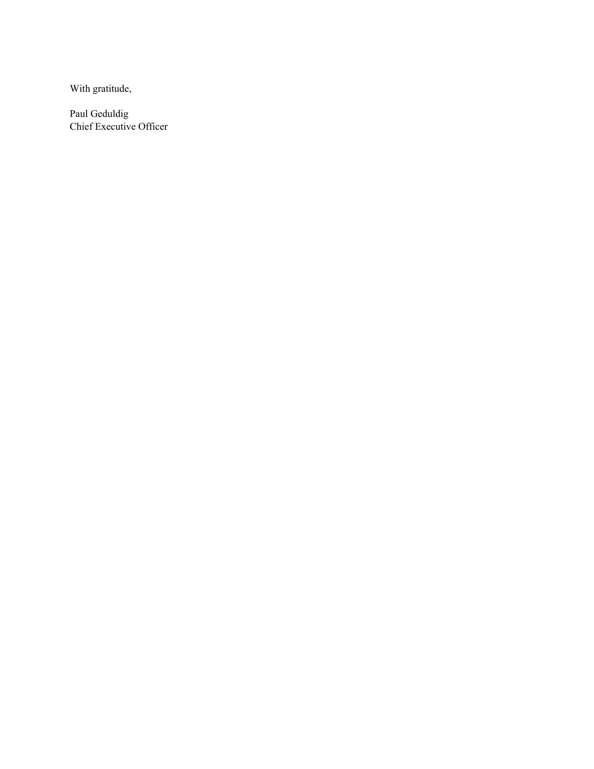With gratitude,

Paul Geduldig
Chief Executive Officer